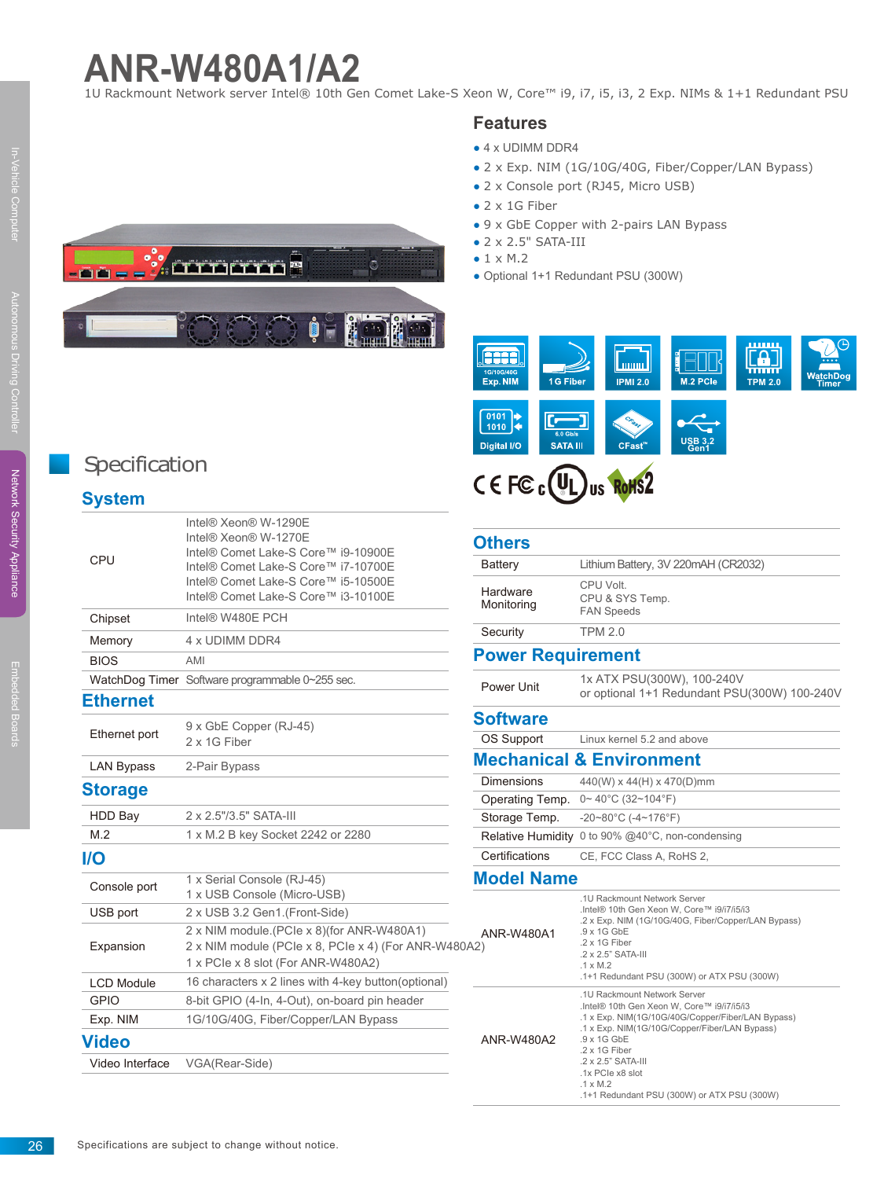# ANR-W480A1/A2

1U Rackmount Network server Intel® 10th Gen Comet Lake-S Xeon W, Core™ i9, i7, i5, i3, 2 Exp. NIMs & 1+1 Redundant PSU

## Features

- 4 x UDIMM DDR4
- 2 x Exp. NIM (1G/10G/40G, Fiber/Copper/LAN Bypass)
- 2 x Console port (RJ45, Micro USB)
- 2 x 1G Fiber
- 9 x GbE Copper with 2-pairs LAN Bypass
- 2 x 2.5" SATA-III
- 1 x M.2
- Optional 1+1 Redundant PSU (300W)

1G/10G/40G Exp. NIM | 1G Fiber | IPMI 2.0 | M.2 PCIe | TPM 2.0 | WatchDog Timer | Digital I/O | 6.0 Gb/s SATA III | CFast™ | USB 3.2 Gen1

CE FC cULus RoHS2

## Specification

### System

| | |
|---|---|
| CPU | Intel® Xeon® W-1290E<br>Intel® Xeon® W-1270E<br>Intel® Comet Lake-S Core™ i9-10900E<br>Intel® Comet Lake-S Core™ i7-10700E<br>Intel® Comet Lake-S Core™ i5-10500E<br>Intel® Comet Lake-S Core™ i3-10100E |
| Chipset | Intel® W480E PCH |
| Memory | 4 x UDIMM DDR4 |
| BIOS | AMI |
| WatchDog Timer | Software programmable 0~255 sec. |

### Ethernet

| | |
|---|---|
| Ethernet port | 9 x GbE Copper (RJ-45)<br>2 x 1G Fiber |
| LAN Bypass | 2-Pair Bypass |

### Storage

| | |
|---|---|
| HDD Bay | 2 x 2.5"/3.5" SATA-III |
| M.2 | 1 x M.2 B key Socket 2242 or 2280 |

### I/O

| | |
|---|---|
| Console port | 1 x Serial Console (RJ-45)<br>1 x USB Console (Micro-USB) |
| USB port | 2 x USB 3.2 Gen1.(Front-Side) |
| Expansion | 2 x NIM module.(PCIe x 8)(for ANR-W480A1)<br>2 x NIM module (PCIe x 8, PCIe x 4) (For ANR-W480A2)<br>1 x PCIe x 8 slot (For ANR-W480A2) |
| LCD Module | 16 characters x 2 lines with 4-key button(optional) |
| GPIO | 8-bit GPIO (4-In, 4-Out), on-board pin header |
| Exp. NIM | 1G/10G/40G, Fiber/Copper/LAN Bypass |

### Video

| | |
|---|---|
| Video Interface | VGA(Rear-Side) |

### Others

| | |
|---|---|
| Battery | Lithium Battery, 3V 220mAH (CR2032) |
| Hardware Monitoring | CPU Volt.<br>CPU & SYS Temp.<br>FAN Speeds |
| Security | TPM 2.0 |

### Power Requirement

| | |
|---|---|
| Power Unit | 1x ATX PSU(300W), 100-240V<br>or optional 1+1 Redundant PSU(300W) 100-240V |

### Software

| | |
|---|---|
| OS Support | Linux kernel 5.2 and above |

### Mechanical & Environment

| | |
|---|---|
| Dimensions | 440(W) x 44(H) x 470(D)mm |
| Operating Temp. | 0~ 40°C (32~104°F) |
| Storage Temp. | -20~80°C (-4~176°F) |
| Relative Humidity | 0 to 90% @40°C, non-condensing |
| Certifications | CE, FCC Class A, RoHS 2, |

### Model Name

| | |
|---|---|
| ANR-W480A1 | .1U Rackmount Network Server<br>.Intel® 10th Gen Xeon W, Core™ i9/i7/i5/i3<br>.2 x Exp. NIM (1G/10G/40G, Fiber/Copper/LAN Bypass)<br>.9 x 1G GbE<br>.2 x 1G Fiber<br>.2 x 2.5" SATA-III<br>.1 x M.2<br>.1+1 Redundant PSU (300W) or ATX PSU (300W) |
| ANR-W480A2 | .1U Rackmount Network Server<br>.Intel® 10th Gen Xeon W, Core™ i9/i7/i5/i3<br>.1 x Exp. NIM(1G/10G/40G/Copper/Fiber/LAN Bypass)<br>.1 x Exp. NIM(1G/10G/Copper/Fiber/LAN Bypass)<br>.9 x 1G GbE<br>.2 x 1G Fiber<br>.2 x 2.5" SATA-III<br>.1x PCIe x8 slot<br>.1 x M.2<br>.1+1 Redundant PSU (300W) or ATX PSU (300W) |

Specifications are subject to change without notice.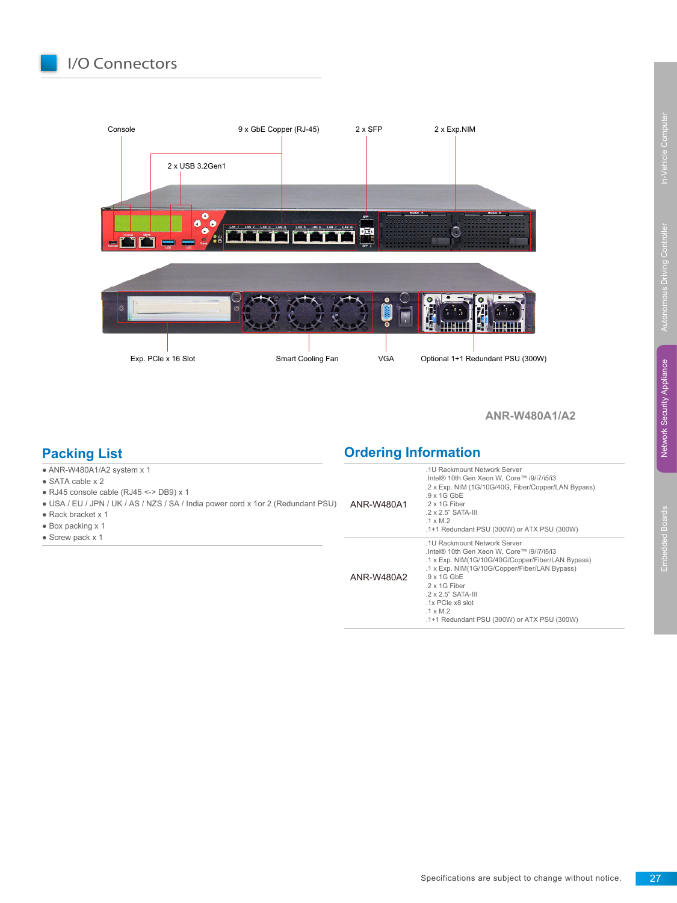## I/O Connectors

Console

9 x GbE Copper (RJ-45)

2 x SFP

2 x Exp.NIM

2 x USB 3.2Gen1

Exp. PCIe x 16 Slot

Smart Cooling Fan

VGA

Optional 1+1 Redundant PSU (300W)

ANR-W480A1/A2

## Packing List

- ANR-W480A1/A2 system x 1
- SATA cable x 2
- RJ45 console cable (RJ45 <-> DB9) x 1
- USA / EU / JPN / UK / AS / NZS / SA / India power cord x 1or 2 (Redundant PSU)
- Rack bracket x 1
- Box packing x 1
- Screw pack x 1

## Ordering Information

| | |
|---|---|
| ANR-W480A1 | .1U Rackmount Network Server<br>.Intel® 10th Gen Xeon W, Core™ i9/i7/i5/i3<br>.2 x Exp. NIM (1G/10G/40G, Fiber/Copper/LAN Bypass)<br>.9 x 1G GbE<br>.2 x 1G Fiber<br>.2 x 2.5" SATA-III<br>.1 x M.2<br>.1+1 Redundant PSU (300W) or ATX PSU (300W) |
| ANR-W480A2 | .1U Rackmount Network Server<br>.Intel® 10th Gen Xeon W, Core™ i9/i7/i5/i3<br>.1 x Exp. NIM(1G/10G/40G/Copper/Fiber/LAN Bypass)<br>.1 x Exp. NIM(1G/10G/Copper/Fiber/LAN Bypass)<br>.9 x 1G GbE<br>.2 x 1G Fiber<br>.2 x 2.5" SATA-III<br>.1x PCIe x8 slot<br>.1 x M.2<br>.1+1 Redundant PSU (300W) or ATX PSU (300W) |

Specifications are subject to change without notice.